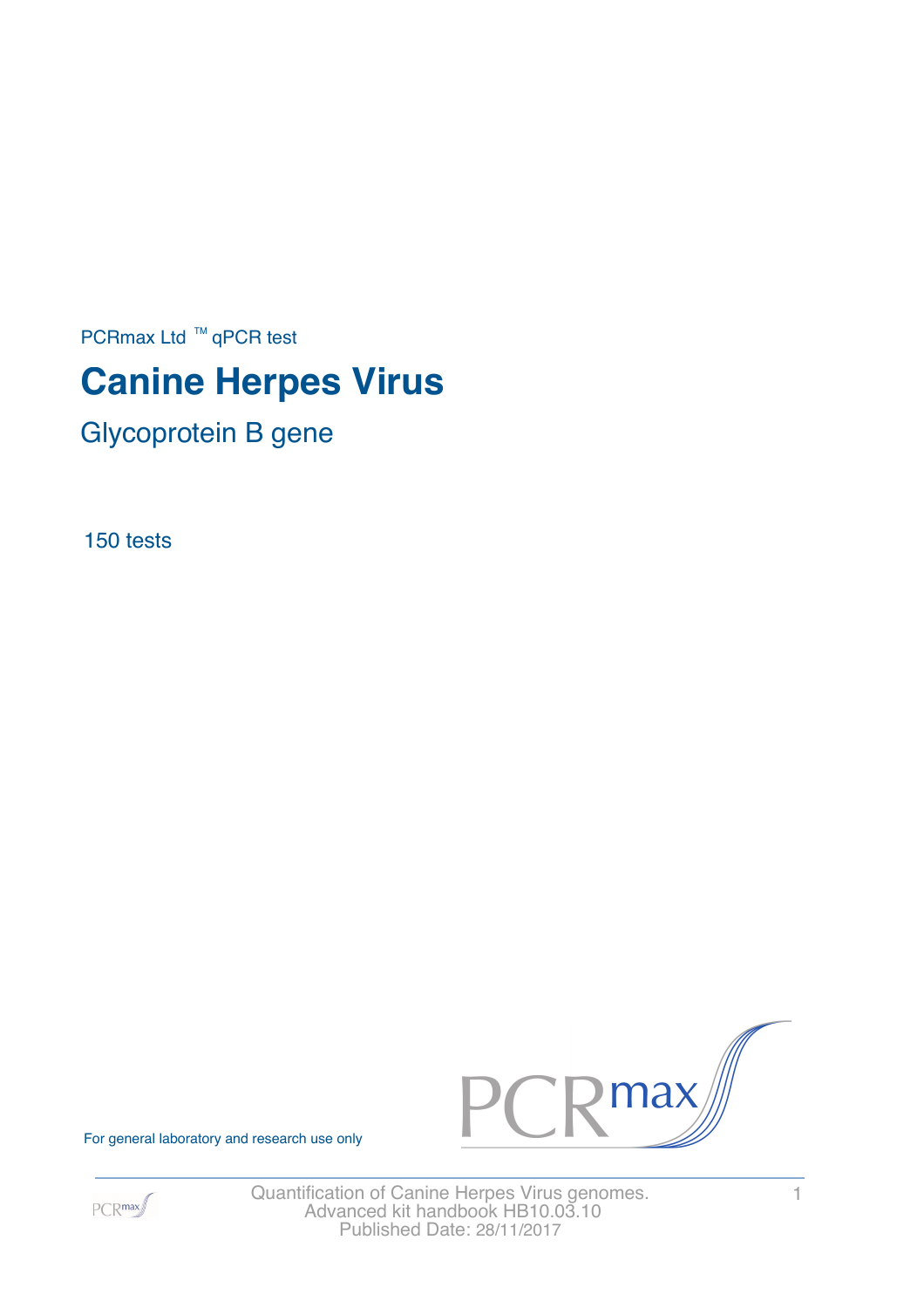PCRmax Ltd ™ qPCR test

# Canine Herpes Virus

## Glycoprotein B gene

150 tests

For general laboratory and research use only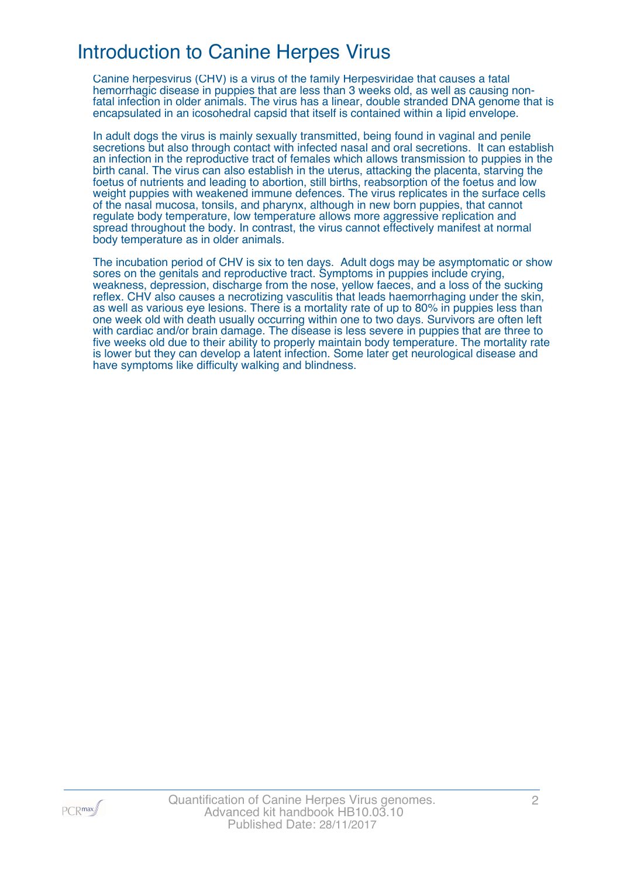# Introduction to Canine Herpes Virus

Canine herpesvirus (CHV) is a virus of the family Herpesviridae that causes a fatal hemorrhagic disease in puppies that are less than 3 weeks old, as well as causing non-fatal infection in older animals. The virus has a linear, double stranded DNA genome that is encapsulated in an icosohedral capsid that itself is contained within a lipid envelope.

In adult dogs the virus is mainly sexually transmitted, being found in vaginal and penile secretions but also through contact with infected nasal and oral secretions. It can establish an infection in the reproductive tract of females which allows transmission to puppies in the birth canal. The virus can also establish in the uterus, attacking the placenta, starving the foetus of nutrients and leading to abortion, still births, reabsorption of the foetus and low weight puppies with weakened immune defences. The virus replicates in the surface cells of the nasal mucosa, tonsils, and pharynx, although in new born puppies, that cannot regulate body temperature, low temperature allows more aggressive replication and spread throughout the body. In contrast, the virus cannot effectively manifest at normal body temperature as in older animals.

The incubation period of CHV is six to ten days. Adult dogs may be asymptomatic or show sores on the genitals and reproductive tract. Symptoms in puppies include crying, weakness, depression, discharge from the nose, yellow faeces, and a loss of the sucking reflex. CHV also causes a necrotizing vasculitis that leads haemorrhaging under the skin, as well as various eye lesions. There is a mortality rate of up to 80% in puppies less than one week old with death usually occurring within one to two days. Survivors are often left with cardiac and/or brain damage. The disease is less severe in puppies that are three to five weeks old due to their ability to properly maintain body temperature. The mortality rate is lower but they can develop a latent infection. Some later get neurological disease and have symptoms like difficulty walking and blindness.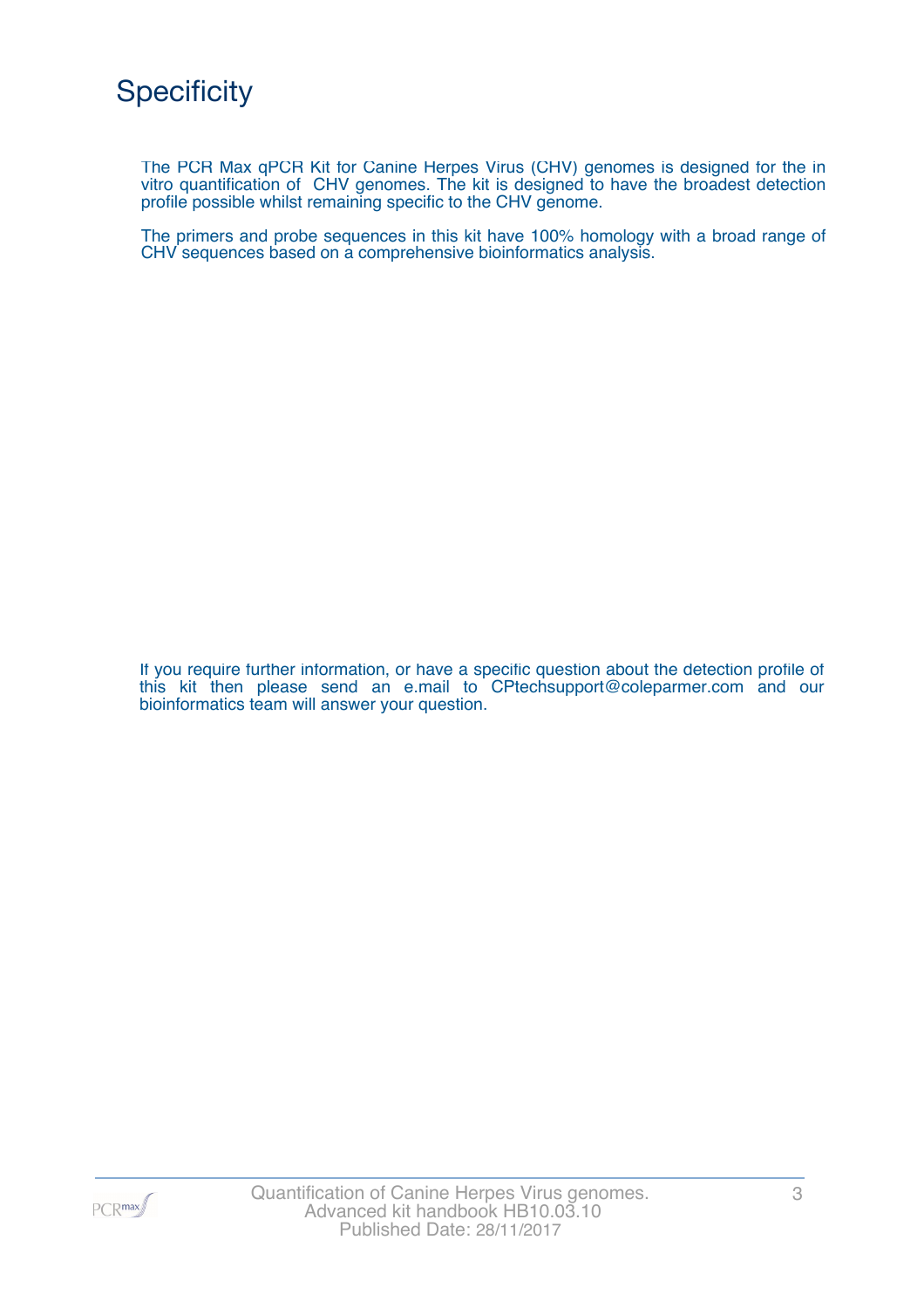# Specificity

The PCR Max qPCR Kit for Canine Herpes Virus (CHV) genomes is designed for the in vitro quantification of CHV genomes. The kit is designed to have the broadest detection profile possible whilst remaining specific to the CHV genome.

The primers and probe sequences in this kit have 100% homology with a broad range of CHV sequences based on a comprehensive bioinformatics analysis.

If you require further information, or have a specific question about the detection profile of this kit then please send an e.mail to CPtechsupport@coleparmer.com and our bioinformatics team will answer your question.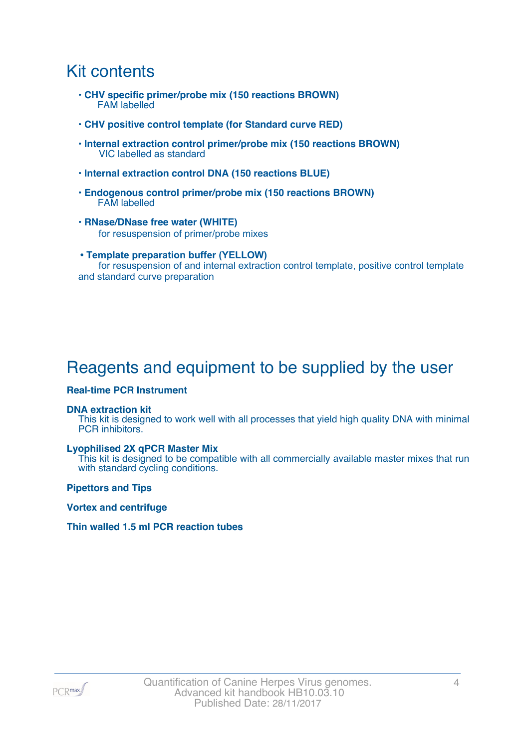# Kit contents

- **CHV specific primer/probe mix (150 reactions BROWN)**
  FAM labelled
- **CHV positive control template (for Standard curve RED)**
- **Internal extraction control primer/probe mix (150 reactions BROWN)**
  VIC labelled as standard
- **Internal extraction control DNA (150 reactions BLUE)**
- **Endogenous control primer/probe mix (150 reactions BROWN)**
  FAM labelled
- **RNase/DNase free water (WHITE)**
  for resuspension of primer/probe mixes
- **Template preparation buffer (YELLOW)**
  for resuspension of and internal extraction control template, positive control template and standard curve preparation

# Reagents and equipment to be supplied by the user

**Real-time PCR Instrument**

**DNA extraction kit**
This kit is designed to work well with all processes that yield high quality DNA with minimal PCR inhibitors.

**Lyophilised 2X qPCR Master Mix**
This kit is designed to be compatible with all commercially available master mixes that run with standard cycling conditions.

**Pipettors and Tips**

**Vortex and centrifuge**

**Thin walled 1.5 ml PCR reaction tubes**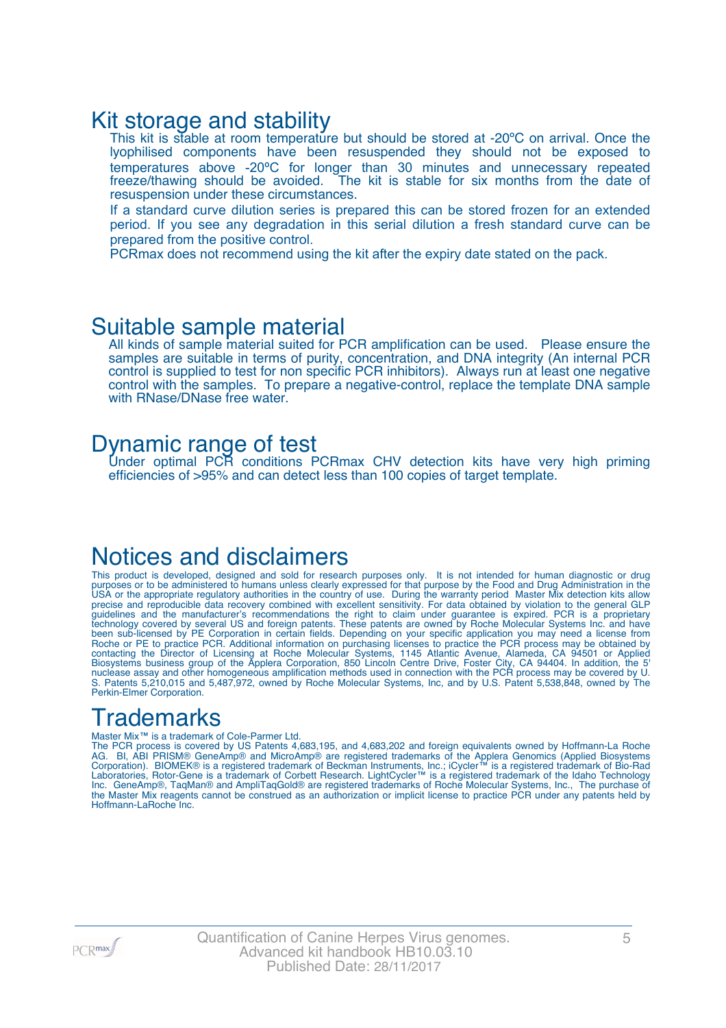## Kit storage and stability

This kit is stable at room temperature but should be stored at -20ºC on arrival. Once the lyophilised components have been resuspended they should not be exposed to temperatures above -20ºC for longer than 30 minutes and unnecessary repeated freeze/thawing should be avoided. The kit is stable for six months from the date of resuspension under these circumstances.

If a standard curve dilution series is prepared this can be stored frozen for an extended period. If you see any degradation in this serial dilution a fresh standard curve can be prepared from the positive control.

PCRmax does not recommend using the kit after the expiry date stated on the pack.

## Suitable sample material

All kinds of sample material suited for PCR amplification can be used. Please ensure the samples are suitable in terms of purity, concentration, and DNA integrity (An internal PCR control is supplied to test for non specific PCR inhibitors). Always run at least one negative control with the samples. To prepare a negative-control, replace the template DNA sample with RNase/DNase free water.

## Dynamic range of test

Under optimal PCR conditions PCRmax CHV detection kits have very high priming efficiencies of >95% and can detect less than 100 copies of target template.

## Notices and disclaimers

This product is developed, designed and sold for research purposes only. It is not intended for human diagnostic or drug purposes or to be administered to humans unless clearly expressed for that purpose by the Food and Drug Administration in the USA or the appropriate regulatory authorities in the country of use. During the warranty period Master Mix detection kits allow precise and reproducible data recovery combined with excellent sensitivity. For data obtained by violation to the general GLP guidelines and the manufacturer's recommendations the right to claim under guarantee is expired. PCR is a proprietary technology covered by several US and foreign patents. These patents are owned by Roche Molecular Systems Inc. and have been sub-licensed by PE Corporation in certain fields. Depending on your specific application you may need a license from Roche or PE to practice PCR. Additional information on purchasing licenses to practice the PCR process may be obtained by contacting the Director of Licensing at Roche Molecular Systems, 1145 Atlantic Avenue, Alameda, CA 94501 or Applied Biosystems business group of the Applera Corporation, 850 Lincoln Centre Drive, Foster City, CA 94404. In addition, the 5' nuclease assay and other homogeneous amplification methods used in connection with the PCR process may be covered by U. S. Patents 5,210,015 and 5,487,972, owned by Roche Molecular Systems, Inc, and by U.S. Patent 5,538,848, owned by The Perkin-Elmer Corporation.

## Trademarks

Master Mix™ is a trademark of Cole-Parmer Ltd.
The PCR process is covered by US Patents 4,683,195, and 4,683,202 and foreign equivalents owned by Hoffmann-La Roche AG. BI, ABI PRISM® GeneAmp® and MicroAmp® are registered trademarks of the Applera Genomics (Applied Biosystems Corporation). BIOMEK® is a registered trademark of Beckman Instruments, Inc.; iCycler™ is a registered trademark of Bio-Rad Laboratories, Rotor-Gene is a trademark of Corbett Research. LightCycler™ is a registered trademark of the Idaho Technology Inc. GeneAmp®, TaqMan® and AmpliTaqGold® are registered trademarks of Roche Molecular Systems, Inc., The purchase of the Master Mix reagents cannot be construed as an authorization or implicit license to practice PCR under any patents held by Hoffmann-LaRoche Inc.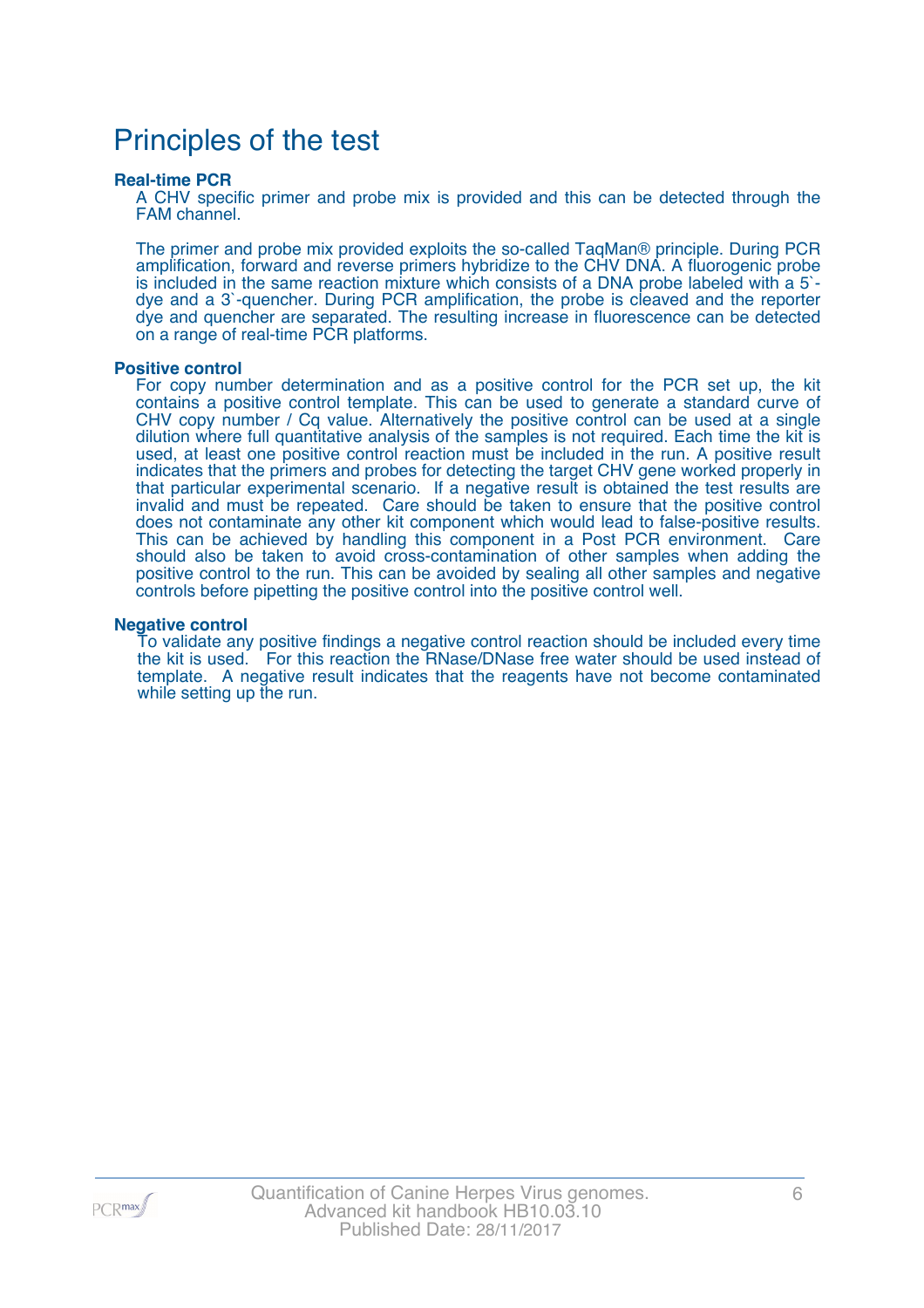# Principles of the test

**Real-time PCR**

A CHV specific primer and probe mix is provided and this can be detected through the FAM channel.

The primer and probe mix provided exploits the so-called TaqMan® principle. During PCR amplification, forward and reverse primers hybridize to the CHV DNA. A fluorogenic probe is included in the same reaction mixture which consists of a DNA probe labeled with a 5`-dye and a 3`-quencher. During PCR amplification, the probe is cleaved and the reporter dye and quencher are separated. The resulting increase in fluorescence can be detected on a range of real-time PCR platforms.

**Positive control**

For copy number determination and as a positive control for the PCR set up, the kit contains a positive control template. This can be used to generate a standard curve of CHV copy number / Cq value. Alternatively the positive control can be used at a single dilution where full quantitative analysis of the samples is not required. Each time the kit is used, at least one positive control reaction must be included in the run. A positive result indicates that the primers and probes for detecting the target CHV gene worked properly in that particular experimental scenario. If a negative result is obtained the test results are invalid and must be repeated. Care should be taken to ensure that the positive control does not contaminate any other kit component which would lead to false-positive results. This can be achieved by handling this component in a Post PCR environment. Care should also be taken to avoid cross-contamination of other samples when adding the positive control to the run. This can be avoided by sealing all other samples and negative controls before pipetting the positive control into the positive control well.

**Negative control**

To validate any positive findings a negative control reaction should be included every time the kit is used. For this reaction the RNase/DNase free water should be used instead of template. A negative result indicates that the reagents have not become contaminated while setting up the run.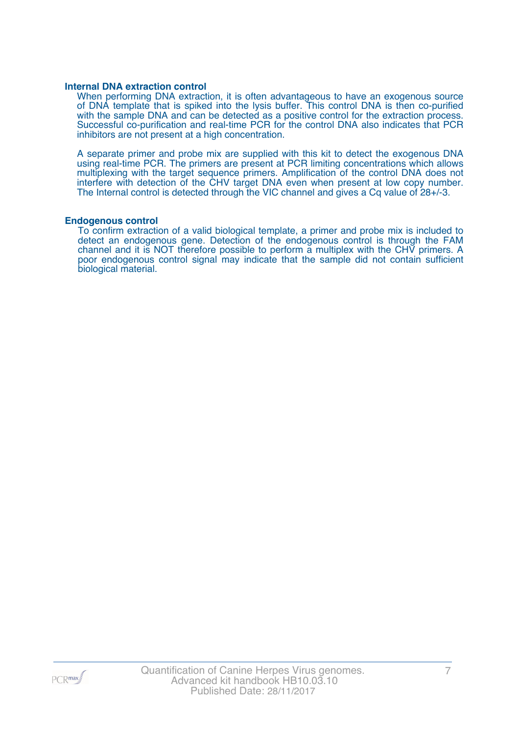### Internal DNA extraction control

When performing DNA extraction, it is often advantageous to have an exogenous source of DNA template that is spiked into the lysis buffer. This control DNA is then co-purified with the sample DNA and can be detected as a positive control for the extraction process. Successful co-purification and real-time PCR for the control DNA also indicates that PCR inhibitors are not present at a high concentration.

A separate primer and probe mix are supplied with this kit to detect the exogenous DNA using real-time PCR. The primers are present at PCR limiting concentrations which allows multiplexing with the target sequence primers. Amplification of the control DNA does not interfere with detection of the CHV target DNA even when present at low copy number. The Internal control is detected through the VIC channel and gives a Cq value of 28+/-3.

### Endogenous control

To confirm extraction of a valid biological template, a primer and probe mix is included to detect an endogenous gene. Detection of the endogenous control is through the FAM channel and it is NOT therefore possible to perform a multiplex with the CHV primers. A poor endogenous control signal may indicate that the sample did not contain sufficient biological material.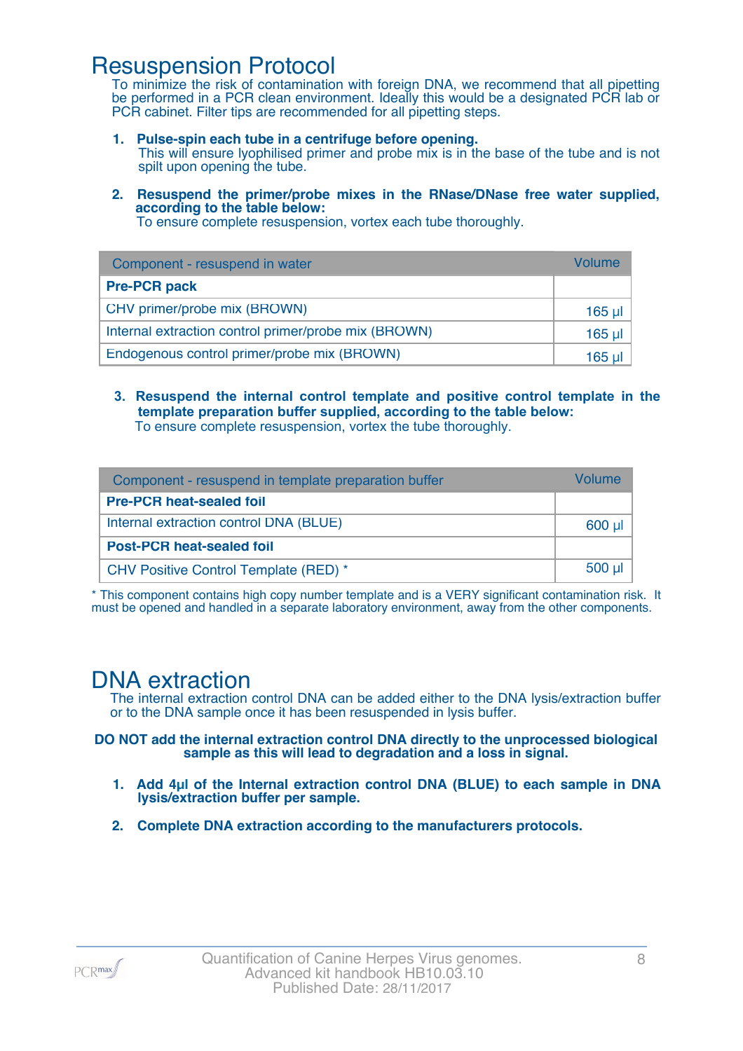# Resuspension Protocol

To minimize the risk of contamination with foreign DNA, we recommend that all pipetting be performed in a PCR clean environment. Ideally this would be a designated PCR lab or PCR cabinet. Filter tips are recommended for all pipetting steps.

1. **Pulse-spin each tube in a centrifuge before opening.**
   This will ensure lyophilised primer and probe mix is in the base of the tube and is not spilt upon opening the tube.

2. **Resuspend the primer/probe mixes in the RNase/DNase free water supplied, according to the table below:**
   To ensure complete resuspension, vortex each tube thoroughly.

| Component - resuspend in water | Volume |
|---|---|
| **Pre-PCR pack** | |
| CHV primer/probe mix (BROWN) | 165 µl |
| Internal extraction control primer/probe mix (BROWN) | 165 µl |
| Endogenous control primer/probe mix (BROWN) | 165 µl |

3. **Resuspend the internal control template and positive control template in the template preparation buffer supplied, according to the table below:**
   To ensure complete resuspension, vortex the tube thoroughly.

| Component - resuspend in template preparation buffer | Volume |
|---|---|
| **Pre-PCR heat-sealed foil** | |
| Internal extraction control DNA (BLUE) | 600 µl |
| **Post-PCR heat-sealed foil** | |
| CHV Positive Control Template (RED) * | 500 µl |

* This component contains high copy number template and is a VERY significant contamination risk. It must be opened and handled in a separate laboratory environment, away from the other components.

# DNA extraction

The internal extraction control DNA can be added either to the DNA lysis/extraction buffer or to the DNA sample once it has been resuspended in lysis buffer.

**DO NOT add the internal extraction control DNA directly to the unprocessed biological sample as this will lead to degradation and a loss in signal.**

1. **Add 4µl of the Internal extraction control DNA (BLUE) to each sample in DNA lysis/extraction buffer per sample.**

2. **Complete DNA extraction according to the manufacturers protocols.**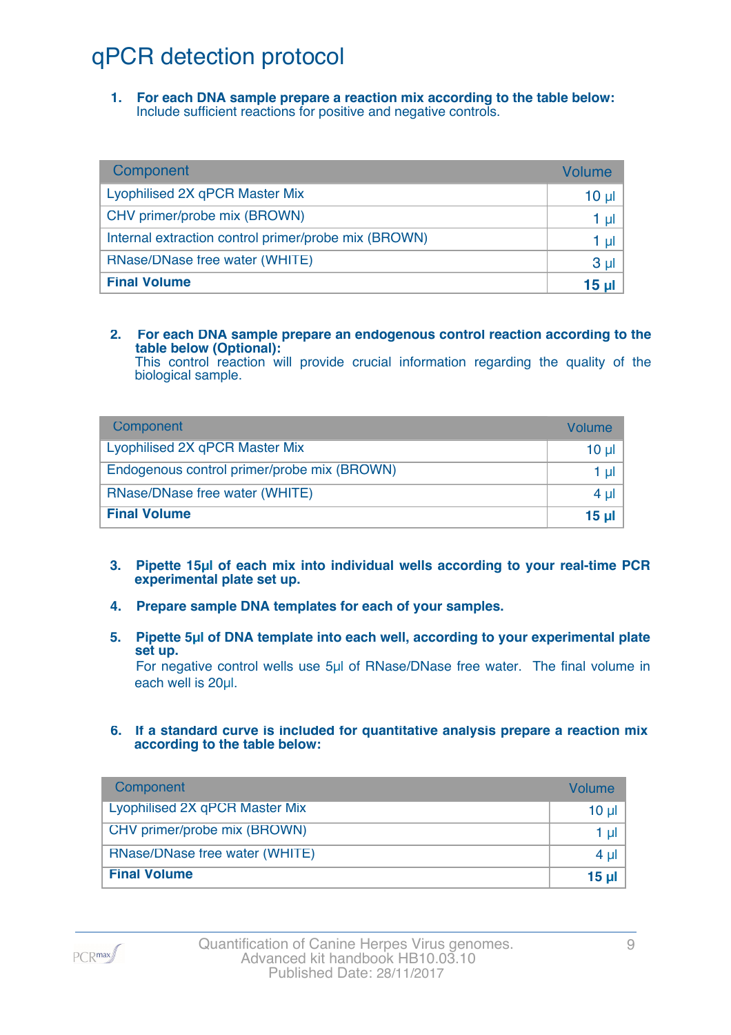# qPCR detection protocol

1. **For each DNA sample prepare a reaction mix according to the table below:**
   Include sufficient reactions for positive and negative controls.

| Component | Volume |
|---|---|
| Lyophilised 2X qPCR Master Mix | 10 µl |
| CHV primer/probe mix (BROWN) | 1 µl |
| Internal extraction control primer/probe mix (BROWN) | 1 µl |
| RNase/DNase free water (WHITE) | 3 µl |
| **Final Volume** | **15 µl** |

2. **For each DNA sample prepare an endogenous control reaction according to the table below (Optional):**
   This control reaction will provide crucial information regarding the quality of the biological sample.

| Component | Volume |
|---|---|
| Lyophilised 2X qPCR Master Mix | 10 µl |
| Endogenous control primer/probe mix (BROWN) | 1 µl |
| RNase/DNase free water (WHITE) | 4 µl |
| **Final Volume** | **15 µl** |

3. **Pipette 15µl of each mix into individual wells according to your real-time PCR experimental plate set up.**

4. **Prepare sample DNA templates for each of your samples.**

5. **Pipette 5µl of DNA template into each well, according to your experimental plate set up.**
   For negative control wells use 5µl of RNase/DNase free water. The final volume in each well is 20µl.

6. **If a standard curve is included for quantitative analysis prepare a reaction mix according to the table below:**

| Component | Volume |
|---|---|
| Lyophilised 2X qPCR Master Mix | 10 µl |
| CHV primer/probe mix (BROWN) | 1 µl |
| RNase/DNase free water (WHITE) | 4 µl |
| **Final Volume** | **15 µl** |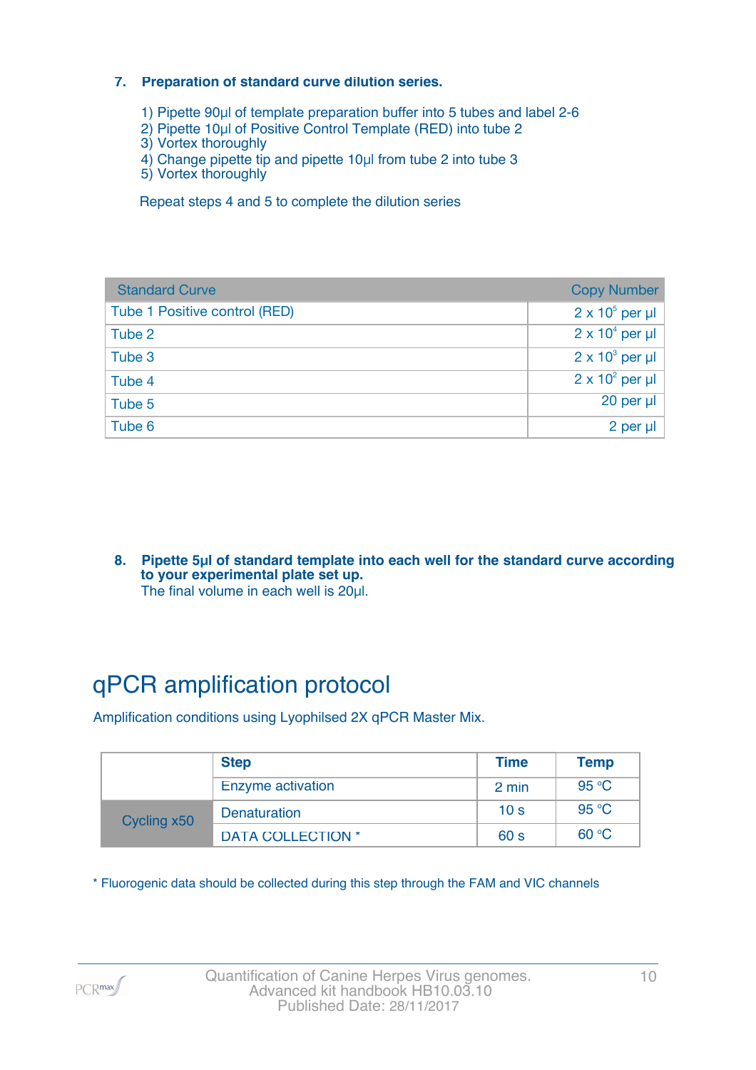### 7. Preparation of standard curve dilution series.

1) Pipette 90µl of template preparation buffer into 5 tubes and label 2-6
2) Pipette 10µl of Positive Control Template (RED) into tube 2
3) Vortex thoroughly
4) Change pipette tip and pipette 10µl from tube 2 into tube 3
5) Vortex thoroughly

Repeat steps 4 and 5 to complete the dilution series

| Standard Curve | Copy Number |
|---|---|
| Tube 1 Positive control (RED) | $2 \times 10^5$ per µl |
| Tube 2 | $2 \times 10^4$ per µl |
| Tube 3 | $2 \times 10^3$ per µl |
| Tube 4 | $2 \times 10^2$ per µl |
| Tube 5 | 20 per µl |
| Tube 6 | 2 per µl |

### 8. Pipette 5µl of standard template into each well for the standard curve according to your experimental plate set up.

The final volume in each well is 20µl.

# qPCR amplification protocol

Amplification conditions using Lyophilsed 2X qPCR Master Mix.

| | Step | Time | Temp |
|---|---|---|---|
| | Enzyme activation | 2 min | 95 °C |
| Cycling x50 | Denaturation | 10 s | 95 °C |
| | DATA COLLECTION * | 60 s | 60 °C |

* Fluorogenic data should be collected during this step through the FAM and VIC channels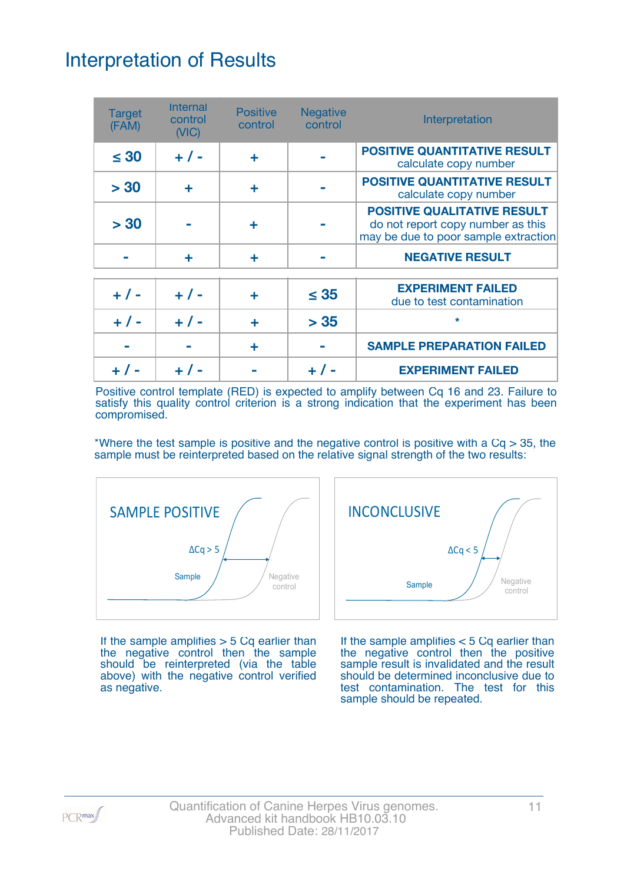# Interpretation of Results

| Target (FAM) | Internal control (VIC) | Positive control | Negative control | Interpretation |
|---|---|---|---|---|
| ≤ 30 | + / - | + | - | **POSITIVE QUANTITATIVE RESULT** calculate copy number |
| > 30 | + | + | - | **POSITIVE QUANTITATIVE RESULT** calculate copy number |
| > 30 | - | + | - | **POSITIVE QUALITATIVE RESULT** do not report copy number as this may be due to poor sample extraction |
| - | + | + | - | **NEGATIVE RESULT** |
| + / - | + / - | + | ≤ 35 | **EXPERIMENT FAILED** due to test contamination |
| + / - | + / - | + | > 35 | * |
| - | - | + | - | **SAMPLE PREPARATION FAILED** |
| + / - | + / - | - | + / - | **EXPERIMENT FAILED** |

Positive control template (RED) is expected to amplify between Cq 16 and 23. Failure to satisfy this quality control criterion is a strong indication that the experiment has been compromised.

*Where the test sample is positive and the negative control is positive with a Cq > 35, the sample must be reinterpreted based on the relative signal strength of the two results:

SAMPLE POSITIVE ($\Delta Cq > 5$)

If the sample amplifies > 5 Cq earlier than the negative control then the sample should be reinterpreted (via the table above) with the negative control verified as negative.

INCONCLUSIVE ($\Delta Cq < 5$)

If the sample amplifies < 5 Cq earlier than the negative control then the positive sample result is invalidated and the result should be determined inconclusive due to test contamination. The test for this sample should be repeated.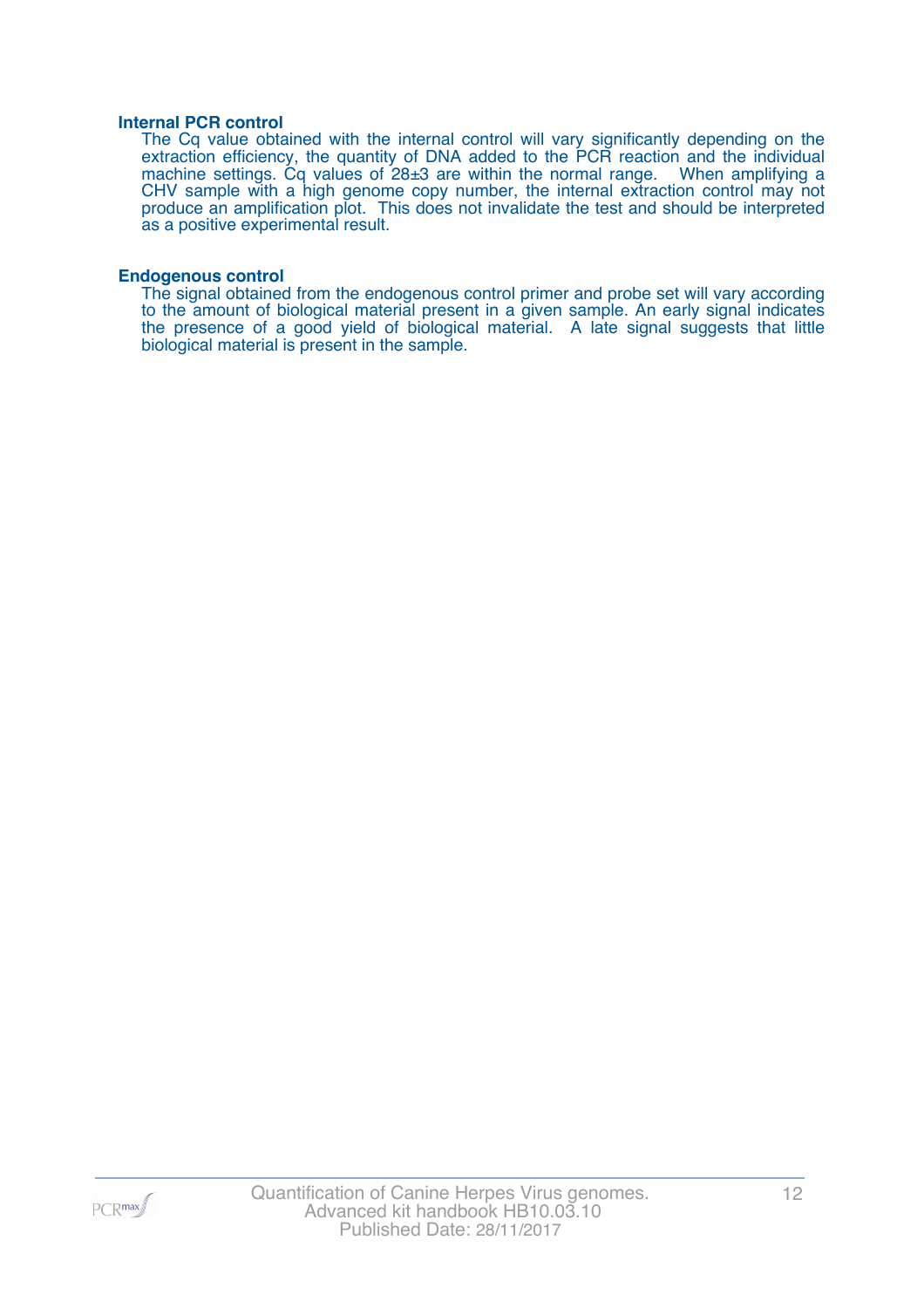**Internal PCR control**

The Cq value obtained with the internal control will vary significantly depending on the extraction efficiency, the quantity of DNA added to the PCR reaction and the individual machine settings. Cq values of 28±3 are within the normal range. When amplifying a CHV sample with a high genome copy number, the internal extraction control may not produce an amplification plot. This does not invalidate the test and should be interpreted as a positive experimental result.

**Endogenous control**

The signal obtained from the endogenous control primer and probe set will vary according to the amount of biological material present in a given sample. An early signal indicates the presence of a good yield of biological material. A late signal suggests that little biological material is present in the sample.